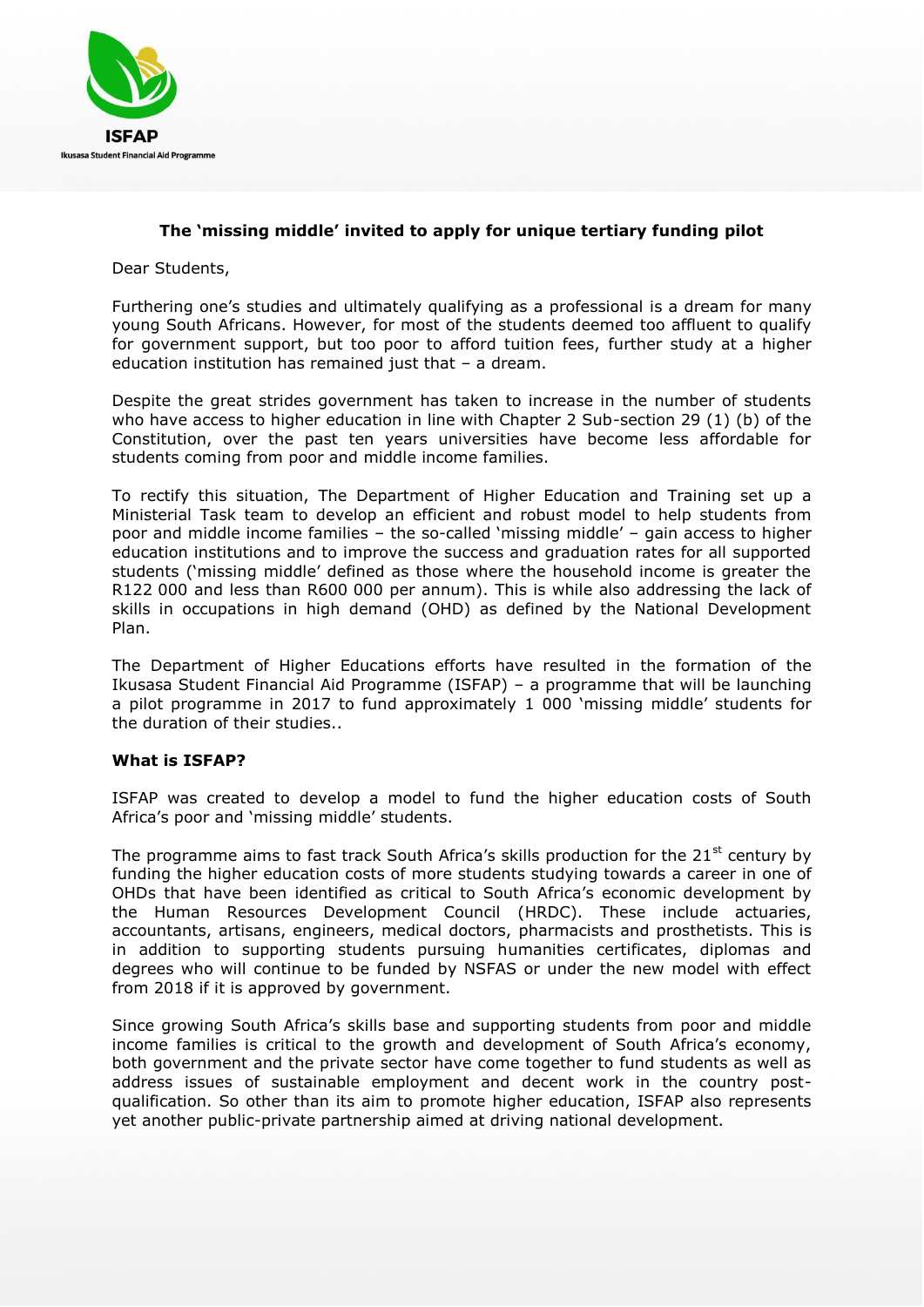**ISFAP**
Ikusasa Student Financial Aid Programme

**The 'missing middle' invited to apply for unique tertiary funding pilot**

Dear Students,

Furthering one's studies and ultimately qualifying as a professional is a dream for many young South Africans. However, for most of the students deemed too affluent to qualify for government support, but too poor to afford tuition fees, further study at a higher education institution has remained just that – a dream.

Despite the great strides government has taken to increase in the number of students who have access to higher education in line with Chapter 2 Sub-section 29 (1) (b) of the Constitution, over the past ten years universities have become less affordable for students coming from poor and middle income families.

To rectify this situation, The Department of Higher Education and Training set up a Ministerial Task team to develop an efficient and robust model to help students from poor and middle income families – the so-called 'missing middle' – gain access to higher education institutions and to improve the success and graduation rates for all supported students ('missing middle' defined as those where the household income is greater the R122 000 and less than R600 000 per annum). This is while also addressing the lack of skills in occupations in high demand (OHD) as defined by the National Development Plan.

The Department of Higher Educations efforts have resulted in the formation of the Ikusasa Student Financial Aid Programme (ISFAP) – a programme that will be launching a pilot programme in 2017 to fund approximately 1 000 'missing middle' students for the duration of their studies..

**What is ISFAP?**

ISFAP was created to develop a model to fund the higher education costs of South Africa's poor and 'missing middle' students.

The programme aims to fast track South Africa's skills production for the 21st century by funding the higher education costs of more students studying towards a career in one of OHDs that have been identified as critical to South Africa's economic development by the Human Resources Development Council (HRDC). These include actuaries, accountants, artisans, engineers, medical doctors, pharmacists and prosthetists. This is in addition to supporting students pursuing humanities certificates, diplomas and degrees who will continue to be funded by NSFAS or under the new model with effect from 2018 if it is approved by government.

Since growing South Africa's skills base and supporting students from poor and middle income families is critical to the growth and development of South Africa's economy, both government and the private sector have come together to fund students as well as address issues of sustainable employment and decent work in the country post-qualification. So other than its aim to promote higher education, ISFAP also represents yet another public-private partnership aimed at driving national development.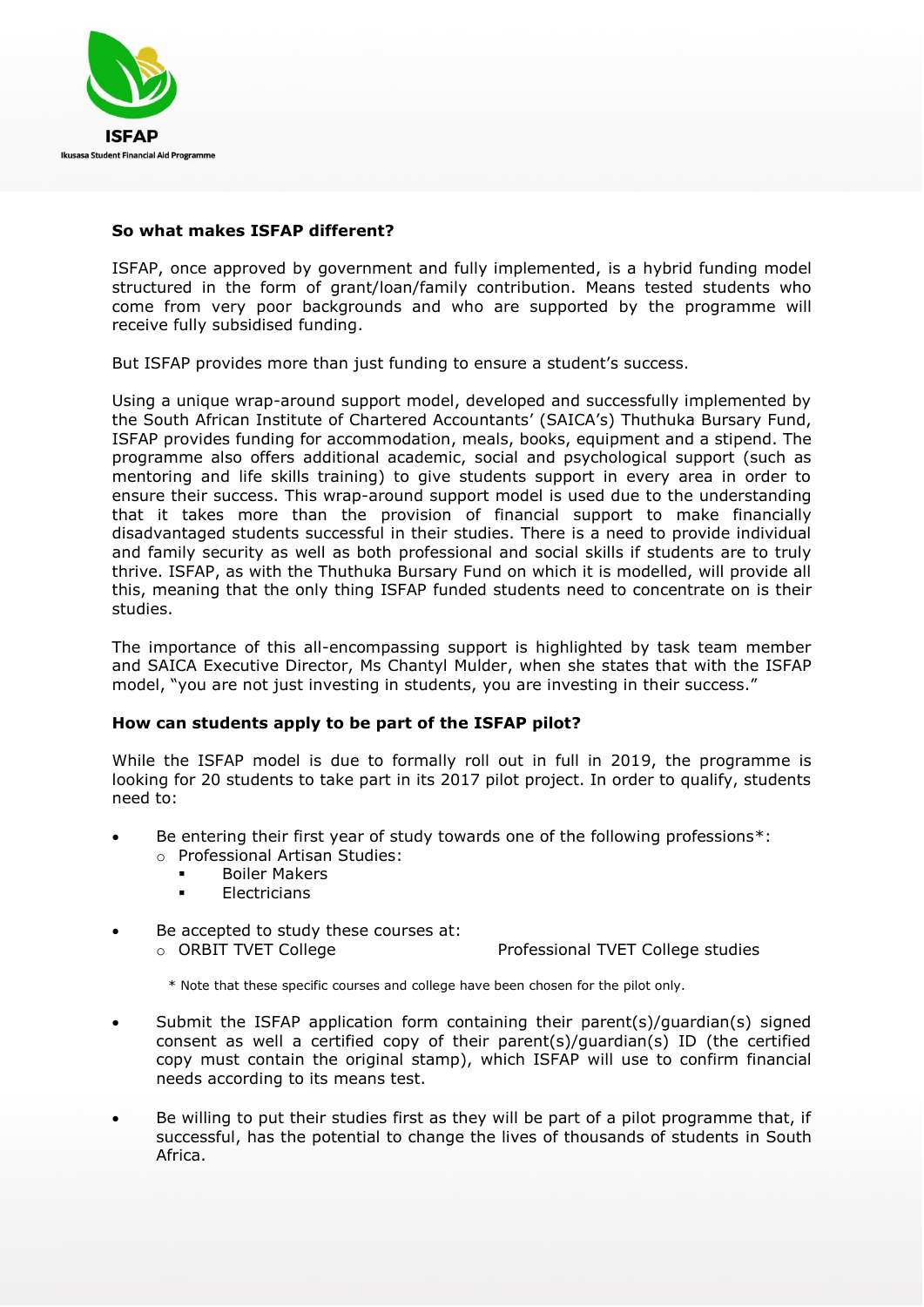**So what makes ISFAP different?**

ISFAP, once approved by government and fully implemented, is a hybrid funding model structured in the form of grant/loan/family contribution. Means tested students who come from very poor backgrounds and who are supported by the programme will receive fully subsidised funding.

But ISFAP provides more than just funding to ensure a student's success.

Using a unique wrap-around support model, developed and successfully implemented by the South African Institute of Chartered Accountants' (SAICA's) Thuthuka Bursary Fund, ISFAP provides funding for accommodation, meals, books, equipment and a stipend. The programme also offers additional academic, social and psychological support (such as mentoring and life skills training) to give students support in every area in order to ensure their success. This wrap-around support model is used due to the understanding that it takes more than the provision of financial support to make financially disadvantaged students successful in their studies. There is a need to provide individual and family security as well as both professional and social skills if students are to truly thrive. ISFAP, as with the Thuthuka Bursary Fund on which it is modelled, will provide all this, meaning that the only thing ISFAP funded students need to concentrate on is their studies.

The importance of this all-encompassing support is highlighted by task team member and SAICA Executive Director, Ms Chantyl Mulder, when she states that with the ISFAP model, "you are not just investing in students, you are investing in their success."

**How can students apply to be part of the ISFAP pilot?**

While the ISFAP model is due to formally roll out in full in 2019, the programme is looking for 20 students to take part in its 2017 pilot project. In order to qualify, students need to:

- Be entering their first year of study towards one of the following professions*:
  - Professional Artisan Studies:
    - Boiler Makers
    - Electricians
- Be accepted to study these courses at:
  - ORBIT TVET College — Professional TVET College studies

  * Note that these specific courses and college have been chosen for the pilot only.

- Submit the ISFAP application form containing their parent(s)/guardian(s) signed consent as well a certified copy of their parent(s)/guardian(s) ID (the certified copy must contain the original stamp), which ISFAP will use to confirm financial needs according to its means test.
- Be willing to put their studies first as they will be part of a pilot programme that, if successful, has the potential to change the lives of thousands of students in South Africa.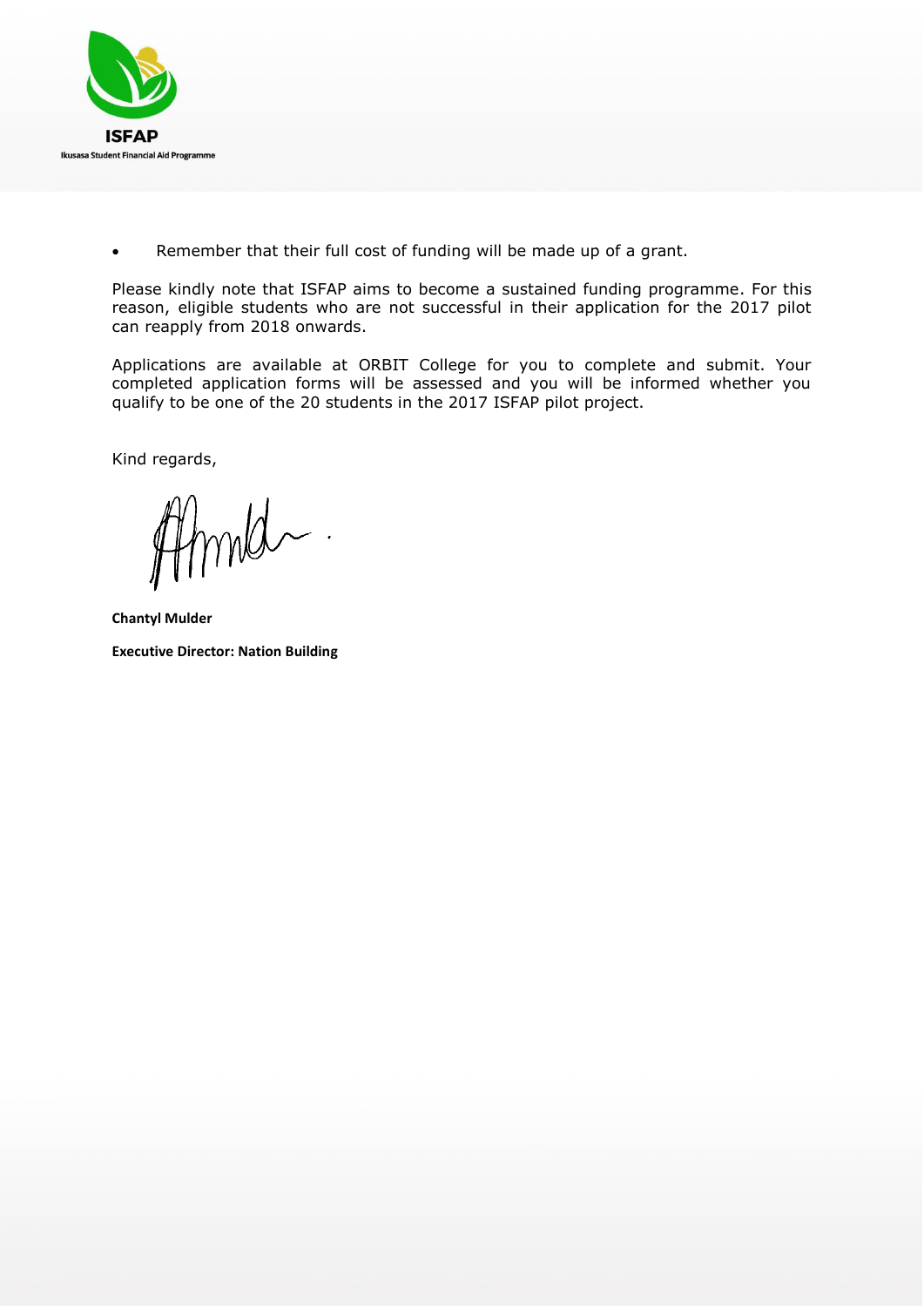- Remember that their full cost of funding will be made up of a grant.

Please kindly note that ISFAP aims to become a sustained funding programme. For this reason, eligible students who are not successful in their application for the 2017 pilot can reapply from 2018 onwards.

Applications are available at ORBIT College for you to complete and submit. Your completed application forms will be assessed and you will be informed whether you qualify to be one of the 20 students in the 2017 ISFAP pilot project.

Kind regards,

**Chantyl Mulder**

**Executive Director: Nation Building**